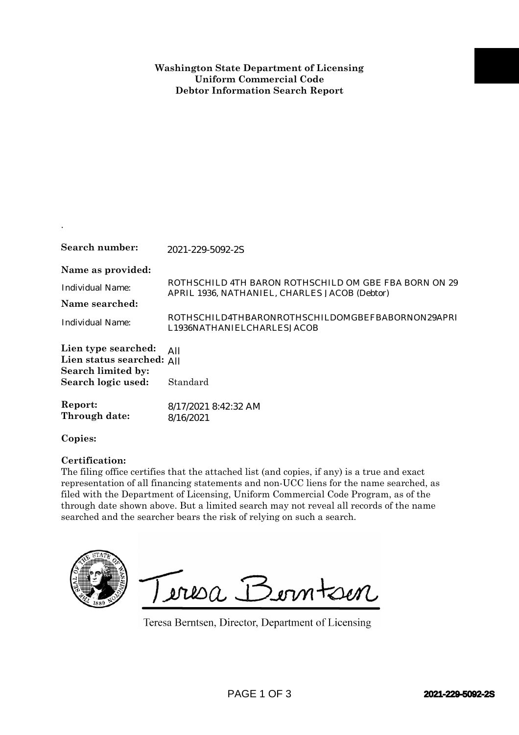**Washington State Department of Licensing**
**Uniform Commercial Code**
**Debtor Information Search Report**

.

**Search number:** 2021-229-5092-2S

**Name as provided:**

Individual Name: ROTHSCHILD 4TH BARON ROTHSCHILD OM GBE FBA BORN ON 29 APRIL 1936, NATHANIEL, CHARLES JACOB (Debtor)

**Name searched:**

Individual Name: ROTHSCHILD4THBARONROTHSCHILDOMGBEFBABORNON29APRIL1936NATHANIELCHARLESJACOB

**Lien type searched:** All
**Lien status searched:** All
**Search limited by:**
**Search logic used:** Standard

**Report:** 8/17/2021 8:42:32 AM
**Through date:** 8/16/2021

**Copies:**

**Certification:**
The filing office certifies that the attached list (and copies, if any) is a true and exact representation of all financing statements and non-UCC liens for the name searched, as filed with the Department of Licensing, Uniform Commercial Code Program, as of the through date shown above. But a limited search may not reveal all records of the name searched and the searcher bears the risk of relying on such a search.

Teresa Berntsen

Teresa Berntsen, Director, Department of Licensing

2021-229-5092-2S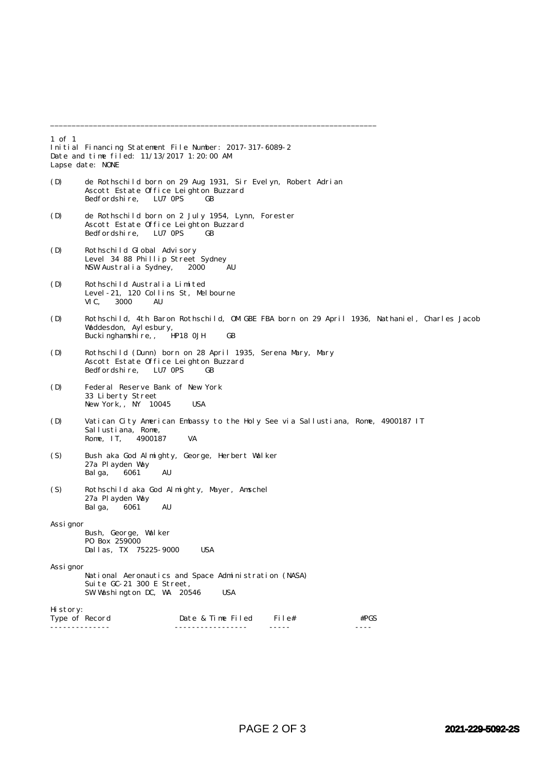1 of 1
Initial Financing Statement File Number: 2017-317-6089-2
Date and time filed: 11/13/2017 1:20:00 AM
Lapse date: NONE

(D) de Rothschild born on 29 Aug 1931, Sir Evelyn, Robert Adrian
Ascott Estate Office Leighton Buzzard
Bedfordshire, LU7 0PS GB

(D) de Rothschild born on 2 July 1954, Lynn, Forester
Ascott Estate Office Leighton Buzzard
Bedfordshire, LU7 0PS GB

(D) Rothschild Global Advisory
Level 34 88 Phillip Street Sydney
NSW Australia Sydney, 2000 AU

(D) Rothschild Australia Limited
Level-21, 120 Collins St, Melbourne
VIC, 3000 AU

(D) Rothschild, 4th Baron Rothschild, OM GBE FBA born on 29 April 1936, Nathaniel, Charles Jacob
Waddesdon, Aylesbury,
Buckinghamshire,, HP18 0JH GB

(D) Rothschild (Dunn) born on 28 April 1935, Serena Mary, Mary
Ascott Estate Office Leighton Buzzard
Bedfordshire, LU7 0PS GB

(D) Federal Reserve Bank of New York
33 Liberty Street
New York,, NY 10045 USA

(D) Vatican City American Embassy to the Holy See via Sallustiana, Rome, 4900187 IT
Sallustiana, Rome,
Rome, IT, 4900187 VA

(S) Bush aka God Almighty, George, Herbert Walker
27a Playden Way
Balga, 6061 AU

(S) Rothschild aka God Almighty, Mayer, Amschel
27a Playden Way
Balga, 6061 AU

Assignor
Bush, George, Walker
PO Box 259000
Dallas, TX 75225-9000 USA

Assignor
National Aeronautics and Space Administration (NASA)
Suite GC-21 300 E Street,
SW Washington DC, WA 20546 USA

History:

| Type of Record | Date & Time Filed | File# | #PGS |
|---|---|---|---|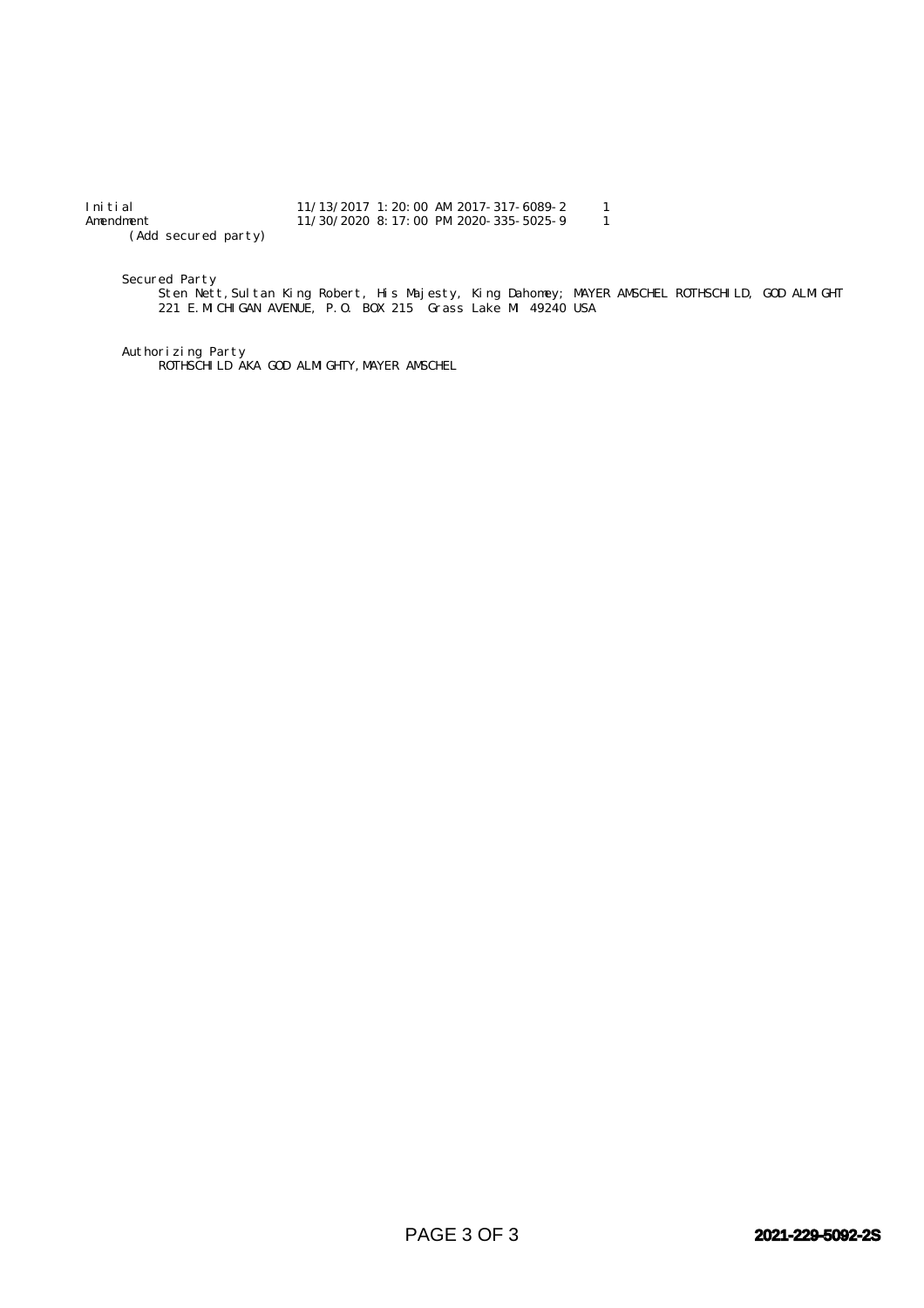| | | | |
|---|---|---|---|
| Initial | 11/13/2017 1:20:00 AM | 2017-317-6089-2 | 1 |
| Amendment | 11/30/2020 8:17:00 PM | 2020-335-5025-9 | 1 |
| (Add secured party) | | | |

Secured Party
Sten Nett, Sultan King Robert, His Majesty, King Dahomey; MAYER AMSCHEL ROTHSCHILD, GOD ALMIGHT
221 E. MICHIGAN AVENUE, P.O. BOX 215 Grass Lake MI 49240 USA

Authorizing Party
ROTHSCHILD AKA GOD ALMIGHTY, MAYER AMSCHEL

**2021-229-5092-2S**